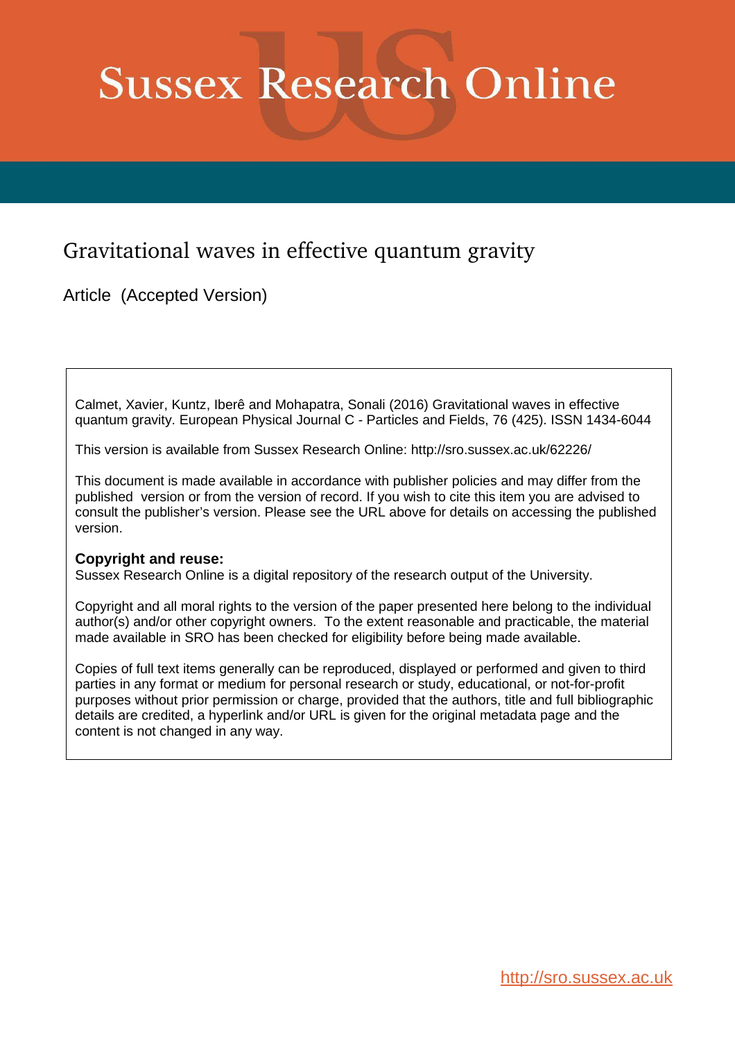# Sussex Research Online

## Gravitational waves in effective quantum gravity

Article (Accepted Version)

Calmet, Xavier, Kuntz, Iberê and Mohapatra, Sonali (2016) Gravitational waves in effective quantum gravity. European Physical Journal C - Particles and Fields, 76 (425). ISSN 1434-6044

This version is available from Sussex Research Online: http://sro.sussex.ac.uk/62226/

This document is made available in accordance with publisher policies and may differ from the published version or from the version of record. If you wish to cite this item you are advised to consult the publisher's version. Please see the URL above for details on accessing the published version.

**Copyright and reuse:**
Sussex Research Online is a digital repository of the research output of the University.

Copyright and all moral rights to the version of the paper presented here belong to the individual author(s) and/or other copyright owners. To the extent reasonable and practicable, the material made available in SRO has been checked for eligibility before being made available.

Copies of full text items generally can be reproduced, displayed or performed and given to third parties in any format or medium for personal research or study, educational, or not-for-profit purposes without prior permission or charge, provided that the authors, title and full bibliographic details are credited, a hyperlink and/or URL is given for the original metadata page and the content is not changed in any way.

http://sro.sussex.ac.uk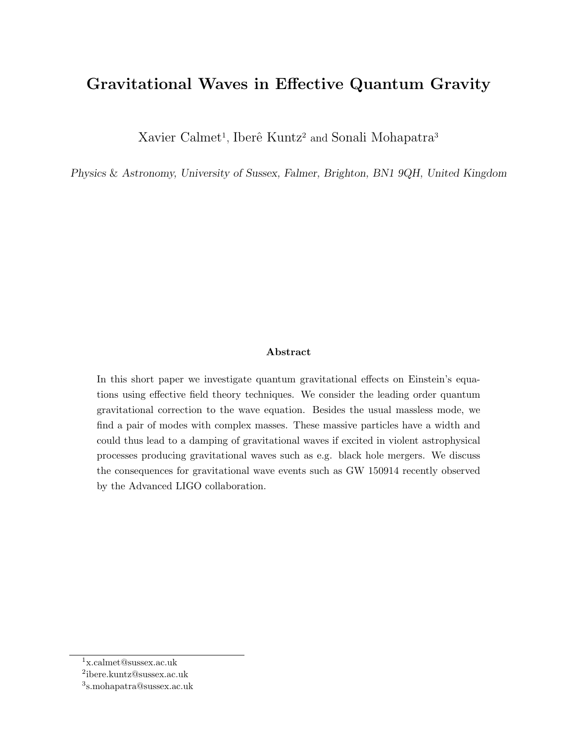# Gravitational Waves in Effective Quantum Gravity

Xavier Calmet[1], Iberê Kuntz[2] and Sonali Mohapatra[3]

*Physics & Astronomy, University of Sussex, Falmer, Brighton, BN1 9QH, United Kingdom*

**Abstract**

In this short paper we investigate quantum gravitational effects on Einstein's equations using effective field theory techniques. We consider the leading order quantum gravitational correction to the wave equation. Besides the usual massless mode, we find a pair of modes with complex masses. These massive particles have a width and could thus lead to a damping of gravitational waves if excited in violent astrophysical processes producing gravitational waves such as e.g. black hole mergers. We discuss the consequences for gravitational wave events such as GW 150914 recently observed by the Advanced LIGO collaboration.

---

[1] x.calmet@sussex.ac.uk

[2] ibere.kuntz@sussex.ac.uk

[3] s.mohapatra@sussex.ac.uk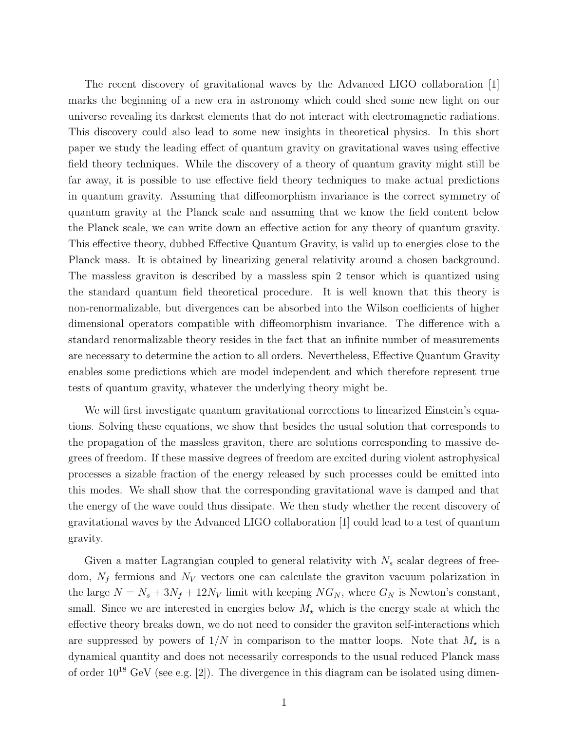The recent discovery of gravitational waves by the Advanced LIGO collaboration [1] marks the beginning of a new era in astronomy which could shed some new light on our universe revealing its darkest elements that do not interact with electromagnetic radiations. This discovery could also lead to some new insights in theoretical physics. In this short paper we study the leading effect of quantum gravity on gravitational waves using effective field theory techniques. While the discovery of a theory of quantum gravity might still be far away, it is possible to use effective field theory techniques to make actual predictions in quantum gravity. Assuming that diffeomorphism invariance is the correct symmetry of quantum gravity at the Planck scale and assuming that we know the field content below the Planck scale, we can write down an effective action for any theory of quantum gravity. This effective theory, dubbed Effective Quantum Gravity, is valid up to energies close to the Planck mass. It is obtained by linearizing general relativity around a chosen background. The massless graviton is described by a massless spin 2 tensor which is quantized using the standard quantum field theoretical procedure. It is well known that this theory is non-renormalizable, but divergences can be absorbed into the Wilson coefficients of higher dimensional operators compatible with diffeomorphism invariance. The difference with a standard renormalizable theory resides in the fact that an infinite number of measurements are necessary to determine the action to all orders. Nevertheless, Effective Quantum Gravity enables some predictions which are model independent and which therefore represent true tests of quantum gravity, whatever the underlying theory might be.

We will first investigate quantum gravitational corrections to linearized Einstein's equations. Solving these equations, we show that besides the usual solution that corresponds to the propagation of the massless graviton, there are solutions corresponding to massive degrees of freedom. If these massive degrees of freedom are excited during violent astrophysical processes a sizable fraction of the energy released by such processes could be emitted into this modes. We shall show that the corresponding gravitational wave is damped and that the energy of the wave could thus dissipate. We then study whether the recent discovery of gravitational waves by the Advanced LIGO collaboration [1] could lead to a test of quantum gravity.

Given a matter Lagrangian coupled to general relativity with $N_s$ scalar degrees of freedom, $N_f$ fermions and $N_V$ vectors one can calculate the graviton vacuum polarization in the large $N = N_s + 3N_f + 12N_V$ limit with keeping $NG_N$, where $G_N$ is Newton's constant, small. Since we are interested in energies below $M_\star$ which is the energy scale at which the effective theory breaks down, we do not need to consider the graviton self-interactions which are suppressed by powers of $1/N$ in comparison to the matter loops. Note that $M_\star$ is a dynamical quantity and does not necessarily corresponds to the usual reduced Planck mass of order $10^{18}$ GeV (see e.g. [2]). The divergence in this diagram can be isolated using dimen-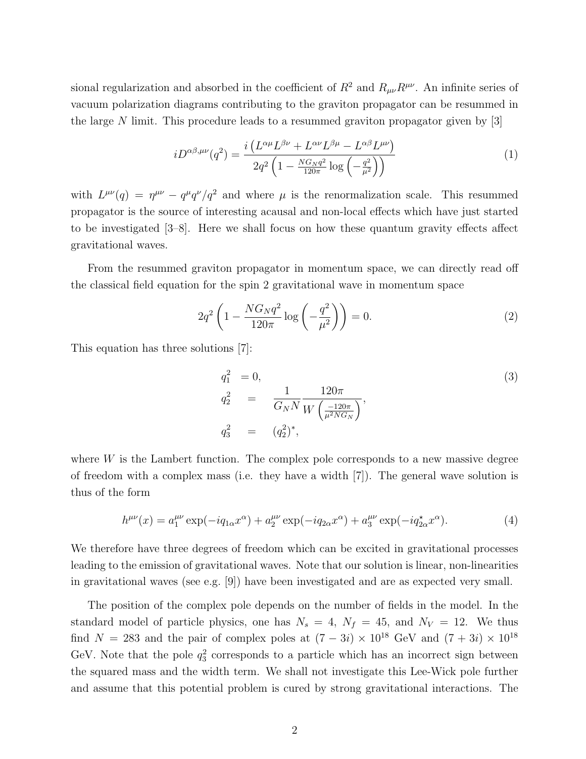sional regularization and absorbed in the coefficient of $R^2$ and $R_{\mu\nu}R^{\mu\nu}$. An infinite series of vacuum polarization diagrams contributing to the graviton propagator can be resummed in the large $N$ limit. This procedure leads to a resummed graviton propagator given by [3]

$$iD^{\alpha\beta,\mu\nu}(q^2) = \frac{i\left(L^{\alpha\mu}L^{\beta\nu} + L^{\alpha\nu}L^{\beta\mu} - L^{\alpha\beta}L^{\mu\nu}\right)}{2q^2\left(1 - \frac{NG_N q^2}{120\pi}\log\left(-\frac{q^2}{\mu^2}\right)\right)} \tag{1}$$

with $L^{\mu\nu}(q) = \eta^{\mu\nu} - q^\mu q^\nu/q^2$ and where $\mu$ is the renormalization scale. This resummed propagator is the source of interesting acausal and non-local effects which have just started to be investigated [3–8]. Here we shall focus on how these quantum gravity effects affect gravitational waves.

From the resummed graviton propagator in momentum space, we can directly read off the classical field equation for the spin 2 gravitational wave in momentum space

$$2q^2\left(1 - \frac{NG_N q^2}{120\pi}\log\left(-\frac{q^2}{\mu^2}\right)\right) = 0. \tag{2}$$

This equation has three solutions [7]:

$$\begin{aligned} q_1^2 &= 0, \\ q_2^2 &= \frac{1}{G_N N}\frac{120\pi}{W\left(\frac{-120\pi}{\mu^2 N G_N}\right)}, \\ q_3^2 &= (q_2^2)^*, \end{aligned} \tag{3}$$

where $W$ is the Lambert function. The complex pole corresponds to a new massive degree of freedom with a complex mass (i.e. they have a width [7]). The general wave solution is thus of the form

$$h^{\mu\nu}(x) = a_1^{\mu\nu}\exp(-iq_{1\alpha}x^\alpha) + a_2^{\mu\nu}\exp(-iq_{2\alpha}x^\alpha) + a_3^{\mu\nu}\exp(-iq^\star_{2\alpha}x^\alpha). \tag{4}$$

We therefore have three degrees of freedom which can be excited in gravitational processes leading to the emission of gravitational waves. Note that our solution is linear, non-linearities in gravitational waves (see e.g. [9]) have been investigated and are as expected very small.

The position of the complex pole depends on the number of fields in the model. In the standard model of particle physics, one has $N_s = 4$, $N_f = 45$, and $N_V = 12$. We thus find $N = 283$ and the pair of complex poles at $(7 - 3i) \times 10^{18}$ GeV and $(7 + 3i) \times 10^{18}$ GeV. Note that the pole $q_3^2$ corresponds to a particle which has an incorrect sign between the squared mass and the width term. We shall not investigate this Lee-Wick pole further and assume that this potential problem is cured by strong gravitational interactions. The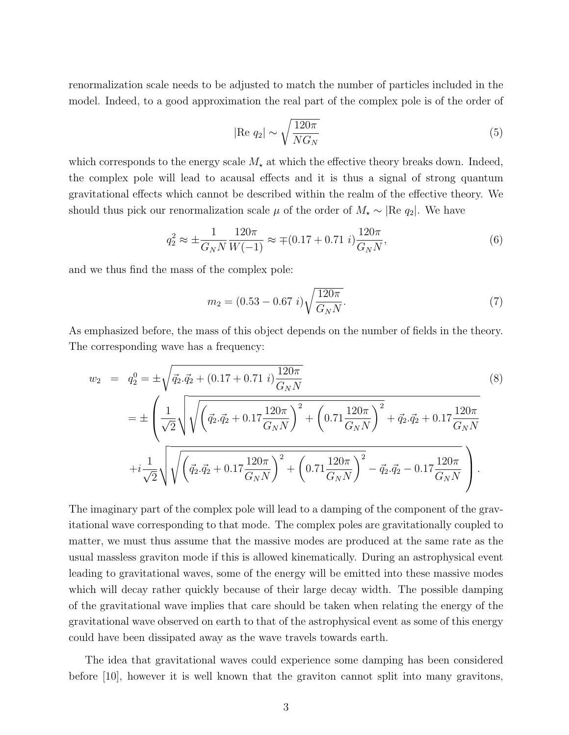renormalization scale needs to be adjusted to match the number of particles included in the model. Indeed, to a good approximation the real part of the complex pole is of the order of

$$|\text{Re } q_2| \sim \sqrt{\frac{120\pi}{NG_N}} \tag{5}$$

which corresponds to the energy scale $M_\star$ at which the effective theory breaks down. Indeed, the complex pole will lead to acausal effects and it is thus a signal of strong quantum gravitational effects which cannot be described within the realm of the effective theory. We should thus pick our renormalization scale $\mu$ of the order of $M_\star \sim |\text{Re } q_2|$. We have

$$q_2^2 \approx \pm \frac{1}{G_N N} \frac{120\pi}{W(-1)} \approx \mp (0.17 + 0.71\ i) \frac{120\pi}{G_N N}, \tag{6}$$

and we thus find the mass of the complex pole:

$$m_2 = (0.53 - 0.67\ i) \sqrt{\frac{120\pi}{G_N N}}. \tag{7}$$

As emphasized before, the mass of this object depends on the number of fields in the theory. The corresponding wave has a frequency:

$$\begin{aligned} w_2 &= q_2^0 = \pm \sqrt{\vec{q}_2.\vec{q}_2 + (0.17 + 0.71\ i) \frac{120\pi}{G_N N}} \\ &= \pm \left( \frac{1}{\sqrt{2}} \sqrt{\sqrt{\left(\vec{q}_2.\vec{q}_2 + 0.17 \frac{120\pi}{G_N N}\right)^2 + \left(0.71 \frac{120\pi}{G_N N}\right)^2} + \vec{q}_2.\vec{q}_2 + 0.17 \frac{120\pi}{G_N N}} \right. \\ &\quad \left. + i \frac{1}{\sqrt{2}} \sqrt{\sqrt{\left(\vec{q}_2.\vec{q}_2 + 0.17 \frac{120\pi}{G_N N}\right)^2 + \left(0.71 \frac{120\pi}{G_N N}\right)^2} - \vec{q}_2.\vec{q}_2 - 0.17 \frac{120\pi}{G_N N}} \right). \end{aligned} \tag{8}$$

The imaginary part of the complex pole will lead to a damping of the component of the gravitational wave corresponding to that mode. The complex poles are gravitationally coupled to matter, we must thus assume that the massive modes are produced at the same rate as the usual massless graviton mode if this is allowed kinematically. During an astrophysical event leading to gravitational waves, some of the energy will be emitted into these massive modes which will decay rather quickly because of their large decay width. The possible damping of the gravitational wave implies that care should be taken when relating the energy of the gravitational wave observed on earth to that of the astrophysical event as some of this energy could have been dissipated away as the wave travels towards earth.

The idea that gravitational waves could experience some damping has been considered before [10], however it is well known that the graviton cannot split into many gravitons,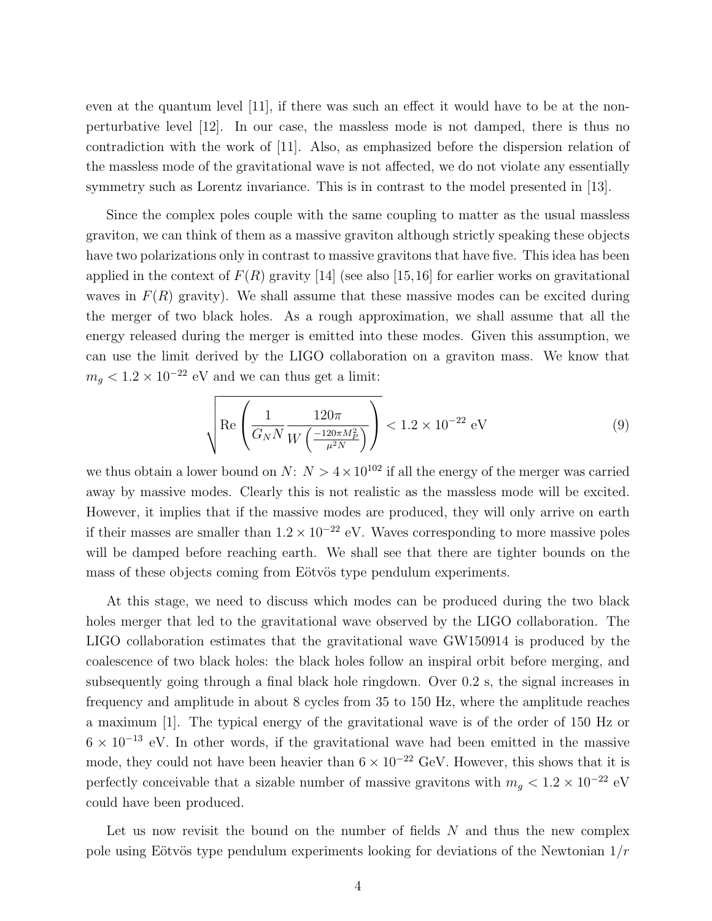even at the quantum level [11], if there was such an effect it would have to be at the non-perturbative level [12]. In our case, the massless mode is not damped, there is thus no contradiction with the work of [11]. Also, as emphasized before the dispersion relation of the massless mode of the gravitational wave is not affected, we do not violate any essentially symmetry such as Lorentz invariance. This is in contrast to the model presented in [13].

Since the complex poles couple with the same coupling to matter as the usual massless graviton, we can think of them as a massive graviton although strictly speaking these objects have two polarizations only in contrast to massive gravitons that have five. This idea has been applied in the context of $F(R)$ gravity [14] (see also [15,16] for earlier works on gravitational waves in $F(R)$ gravity). We shall assume that these massive modes can be excited during the merger of two black holes. As a rough approximation, we shall assume that all the energy released during the merger is emitted into these modes. Given this assumption, we can use the limit derived by the LIGO collaboration on a graviton mass. We know that $m_g < 1.2 \times 10^{-22}$ eV and we can thus get a limit:

$$\sqrt{\mathrm{Re}\left(\frac{1}{G_N N}\frac{120\pi}{W\left(\frac{-120\pi M_P^2}{\mu^2 N}\right)}\right)} < 1.2 \times 10^{-22} \text{ eV} \tag{9}$$

we thus obtain a lower bound on $N$: $N > 4 \times 10^{102}$ if all the energy of the merger was carried away by massive modes. Clearly this is not realistic as the massless mode will be excited. However, it implies that if the massive modes are produced, they will only arrive on earth if their masses are smaller than $1.2 \times 10^{-22}$ eV. Waves corresponding to more massive poles will be damped before reaching earth. We shall see that there are tighter bounds on the mass of these objects coming from Eötvös type pendulum experiments.

At this stage, we need to discuss which modes can be produced during the two black holes merger that led to the gravitational wave observed by the LIGO collaboration. The LIGO collaboration estimates that the gravitational wave GW150914 is produced by the coalescence of two black holes: the black holes follow an inspiral orbit before merging, and subsequently going through a final black hole ringdown. Over 0.2 s, the signal increases in frequency and amplitude in about 8 cycles from 35 to 150 Hz, where the amplitude reaches a maximum [1]. The typical energy of the gravitational wave is of the order of 150 Hz or $6 \times 10^{-13}$ eV. In other words, if the gravitational wave had been emitted in the massive mode, they could not have been heavier than $6 \times 10^{-22}$ GeV. However, this shows that it is perfectly conceivable that a sizable number of massive gravitons with $m_g < 1.2 \times 10^{-22}$ eV could have been produced.

Let us now revisit the bound on the number of fields $N$ and thus the new complex pole using Eötvös type pendulum experiments looking for deviations of the Newtonian $1/r$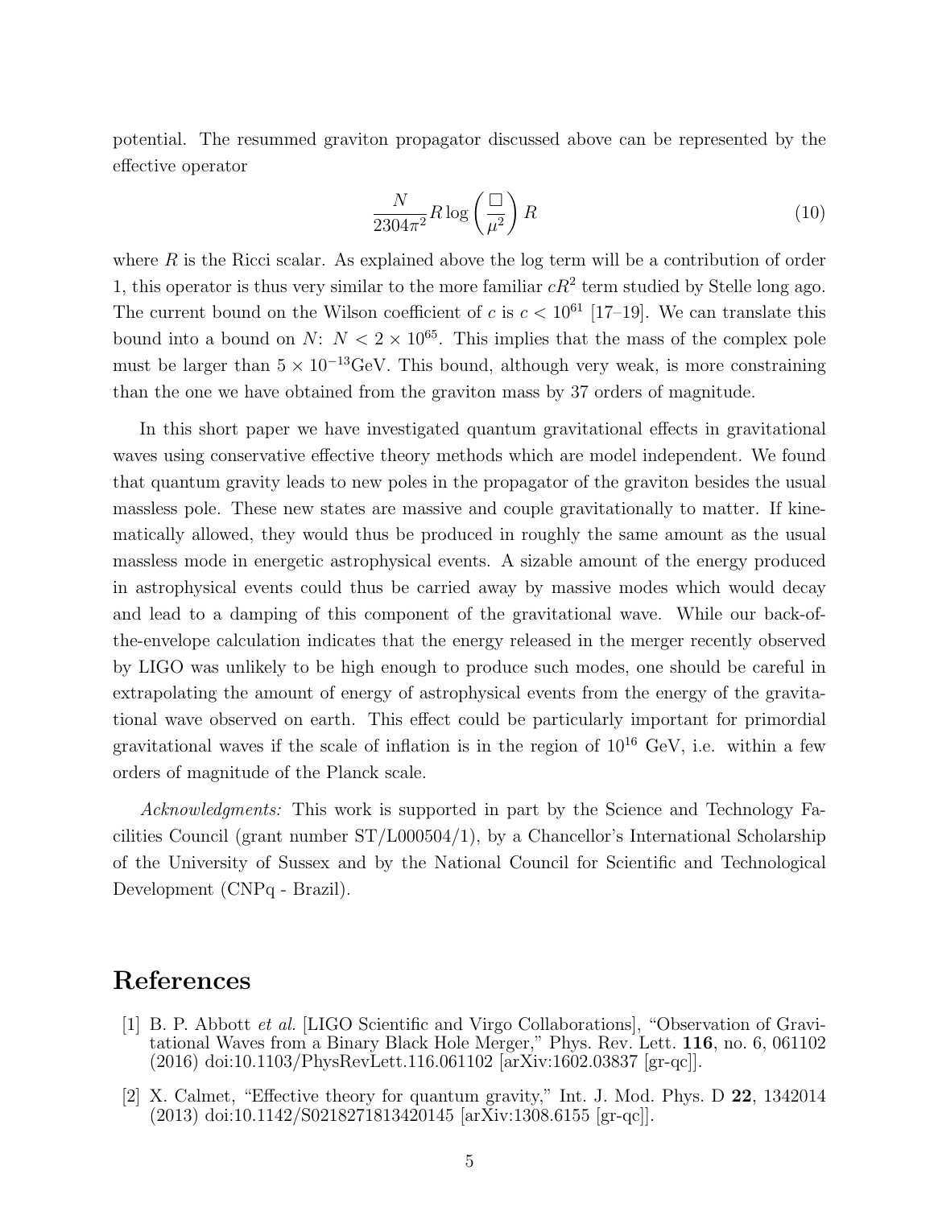potential. The resummed graviton propagator discussed above can be represented by the effective operator

$$\frac{N}{2304\pi^2} R \log\left(\frac{\Box}{\mu^2}\right) R \tag{10}$$

where $R$ is the Ricci scalar. As explained above the log term will be a contribution of order 1, this operator is thus very similar to the more familiar $cR^2$ term studied by Stelle long ago. The current bound on the Wilson coefficient of $c$ is $c < 10^{61}$ [17–19]. We can translate this bound into a bound on $N$: $N < 2 \times 10^{65}$. This implies that the mass of the complex pole must be larger than $5 \times 10^{-13}$GeV. This bound, although very weak, is more constraining than the one we have obtained from the graviton mass by 37 orders of magnitude.

In this short paper we have investigated quantum gravitational effects in gravitational waves using conservative effective theory methods which are model independent. We found that quantum gravity leads to new poles in the propagator of the graviton besides the usual massless pole. These new states are massive and couple gravitationally to matter. If kinematically allowed, they would thus be produced in roughly the same amount as the usual massless mode in energetic astrophysical events. A sizable amount of the energy produced in astrophysical events could thus be carried away by massive modes which would decay and lead to a damping of this component of the gravitational wave. While our back-of-the-envelope calculation indicates that the energy released in the merger recently observed by LIGO was unlikely to be high enough to produce such modes, one should be careful in extrapolating the amount of energy of astrophysical events from the energy of the gravitational wave observed on earth. This effect could be particularly important for primordial gravitational waves if the scale of inflation is in the region of $10^{16}$ GeV, i.e. within a few orders of magnitude of the Planck scale.

*Acknowledgments:* This work is supported in part by the Science and Technology Facilities Council (grant number ST/L000504/1), by a Chancellor's International Scholarship of the University of Sussex and by the National Council for Scientific and Technological Development (CNPq - Brazil).

# References

[1] B. P. Abbott *et al.* [LIGO Scientific and Virgo Collaborations], "Observation of Gravitational Waves from a Binary Black Hole Merger," Phys. Rev. Lett. **116**, no. 6, 061102 (2016) doi:10.1103/PhysRevLett.116.061102 [arXiv:1602.03837 [gr-qc]].

[2] X. Calmet, "Effective theory for quantum gravity," Int. J. Mod. Phys. D **22**, 1342014 (2013) doi:10.1142/S0218271813420145 [arXiv:1308.6155 [gr-qc]].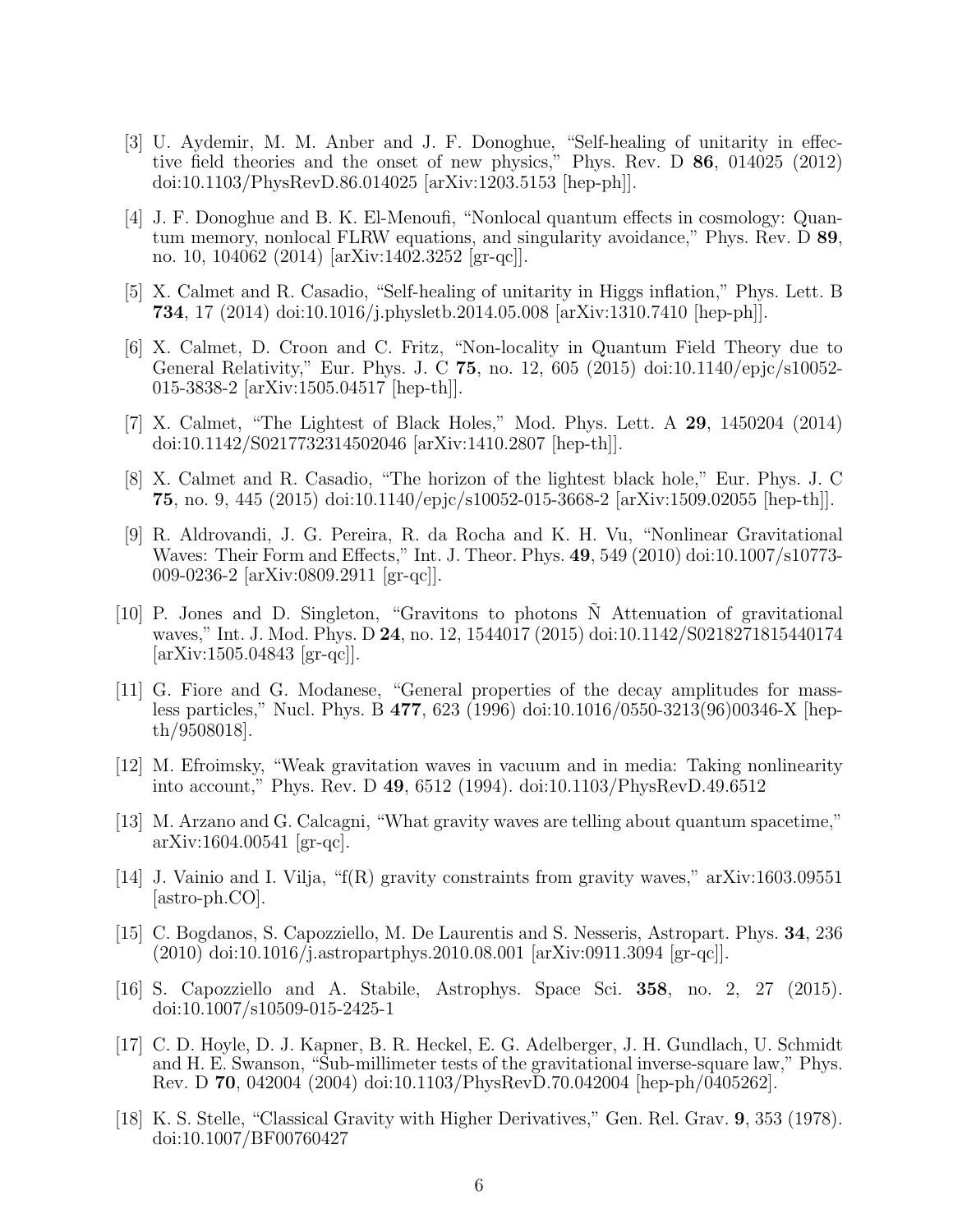[3] U. Aydemir, M. M. Anber and J. F. Donoghue, "Self-healing of unitarity in effective field theories and the onset of new physics," Phys. Rev. D **86**, 014025 (2012) doi:10.1103/PhysRevD.86.014025 [arXiv:1203.5153 [hep-ph]].

[4] J. F. Donoghue and B. K. El-Menoufi, "Nonlocal quantum effects in cosmology: Quantum memory, nonlocal FLRW equations, and singularity avoidance," Phys. Rev. D **89**, no. 10, 104062 (2014) [arXiv:1402.3252 [gr-qc]].

[5] X. Calmet and R. Casadio, "Self-healing of unitarity in Higgs inflation," Phys. Lett. B **734**, 17 (2014) doi:10.1016/j.physletb.2014.05.008 [arXiv:1310.7410 [hep-ph]].

[6] X. Calmet, D. Croon and C. Fritz, "Non-locality in Quantum Field Theory due to General Relativity," Eur. Phys. J. C **75**, no. 12, 605 (2015) doi:10.1140/epjc/s10052-015-3838-2 [arXiv:1505.04517 [hep-th]].

[7] X. Calmet, "The Lightest of Black Holes," Mod. Phys. Lett. A **29**, 1450204 (2014) doi:10.1142/S0217732314502046 [arXiv:1410.2807 [hep-th]].

[8] X. Calmet and R. Casadio, "The horizon of the lightest black hole," Eur. Phys. J. C **75**, no. 9, 445 (2015) doi:10.1140/epjc/s10052-015-3668-2 [arXiv:1509.02055 [hep-th]].

[9] R. Aldrovandi, J. G. Pereira, R. da Rocha and K. H. Vu, "Nonlinear Gravitational Waves: Their Form and Effects," Int. J. Theor. Phys. **49**, 549 (2010) doi:10.1007/s10773-009-0236-2 [arXiv:0809.2911 [gr-qc]].

[10] P. Jones and D. Singleton, "Gravitons to photons Ñ Attenuation of gravitational waves," Int. J. Mod. Phys. D **24**, no. 12, 1544017 (2015) doi:10.1142/S0218271815440174 [arXiv:1505.04843 [gr-qc]].

[11] G. Fiore and G. Modanese, "General properties of the decay amplitudes for massless particles," Nucl. Phys. B **477**, 623 (1996) doi:10.1016/0550-3213(96)00346-X [hep-th/9508018].

[12] M. Efroimsky, "Weak gravitation waves in vacuum and in media: Taking nonlinearity into account," Phys. Rev. D **49**, 6512 (1994). doi:10.1103/PhysRevD.49.6512

[13] M. Arzano and G. Calcagni, "What gravity waves are telling about quantum spacetime," arXiv:1604.00541 [gr-qc].

[14] J. Vainio and I. Vilja, "f(R) gravity constraints from gravity waves," arXiv:1603.09551 [astro-ph.CO].

[15] C. Bogdanos, S. Capozziello, M. De Laurentis and S. Nesseris, Astropart. Phys. **34**, 236 (2010) doi:10.1016/j.astropartphys.2010.08.001 [arXiv:0911.3094 [gr-qc]].

[16] S. Capozziello and A. Stabile, Astrophys. Space Sci. **358**, no. 2, 27 (2015). doi:10.1007/s10509-015-2425-1

[17] C. D. Hoyle, D. J. Kapner, B. R. Heckel, E. G. Adelberger, J. H. Gundlach, U. Schmidt and H. E. Swanson, "Sub-millimeter tests of the gravitational inverse-square law," Phys. Rev. D **70**, 042004 (2004) doi:10.1103/PhysRevD.70.042004 [hep-ph/0405262].

[18] K. S. Stelle, "Classical Gravity with Higher Derivatives," Gen. Rel. Grav. **9**, 353 (1978). doi:10.1007/BF00760427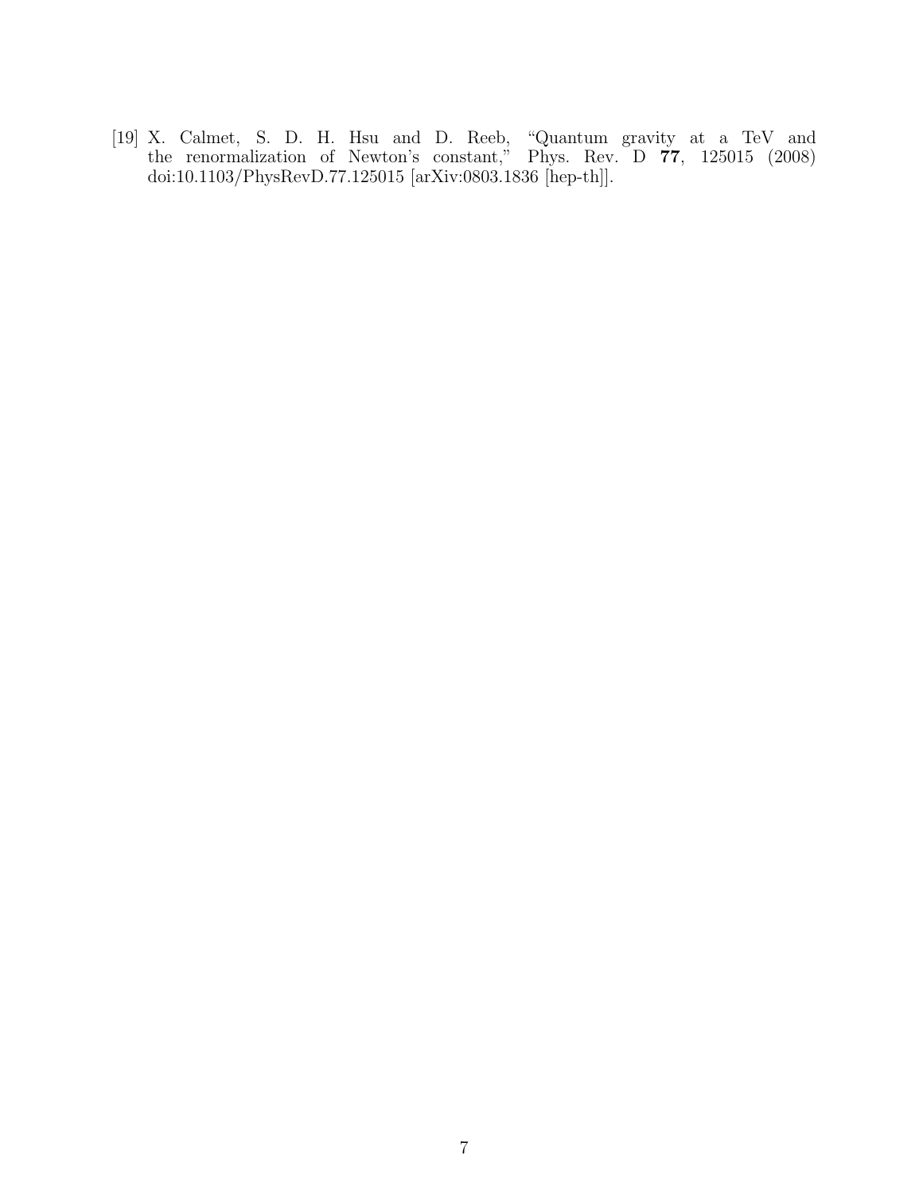[19] X. Calmet, S. D. H. Hsu and D. Reeb, "Quantum gravity at a TeV and the renormalization of Newton's constant," Phys. Rev. D **77**, 125015 (2008) doi:10.1103/PhysRevD.77.125015 [arXiv:0803.1836 [hep-th]].